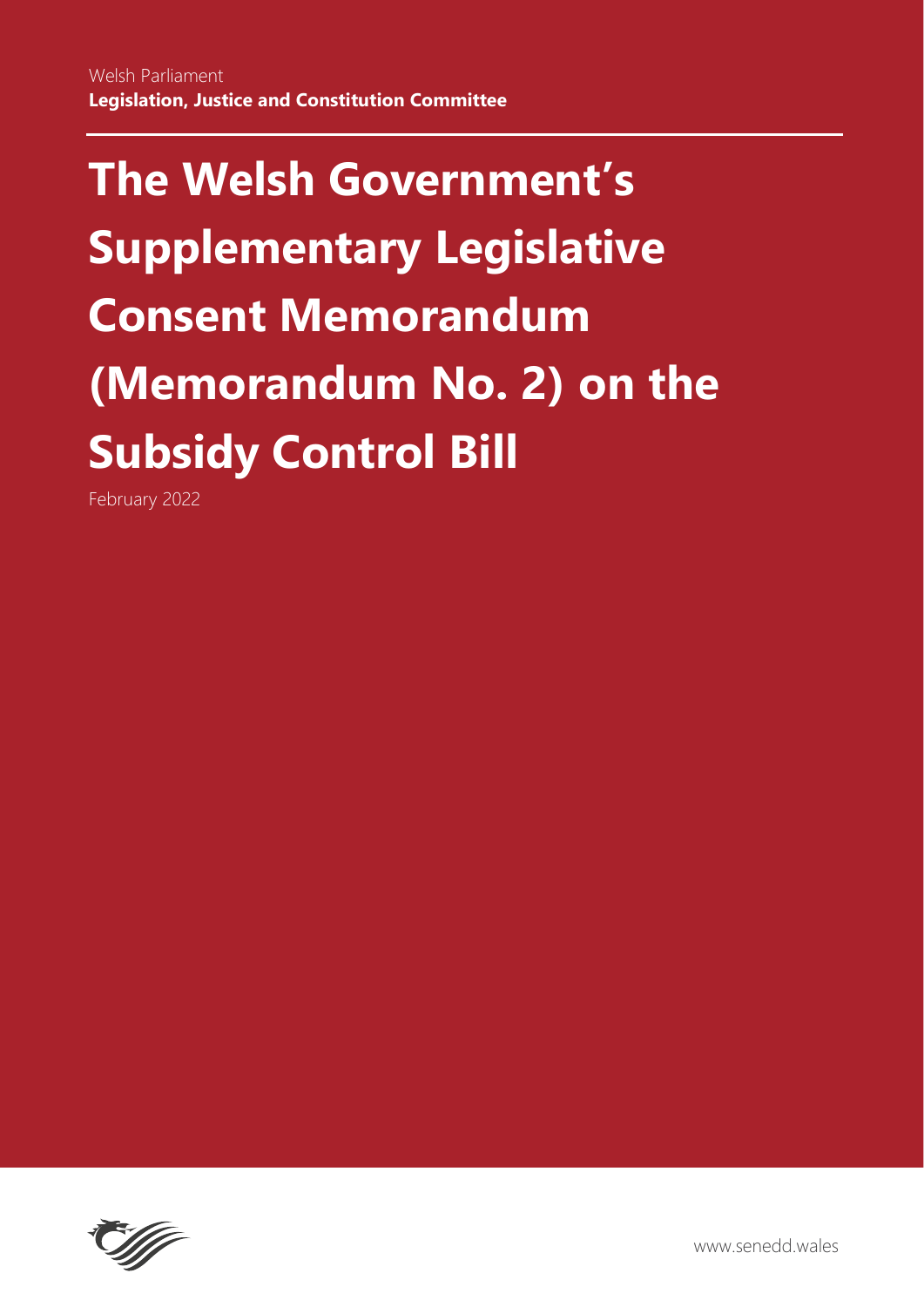Welsh Parliament
**Legislation, Justice and Constitution Committee**

# The Welsh Government's Supplementary Legislative Consent Memorandum (Memorandum No. 2) on the Subsidy Control Bill

February 2022

www.senedd.wales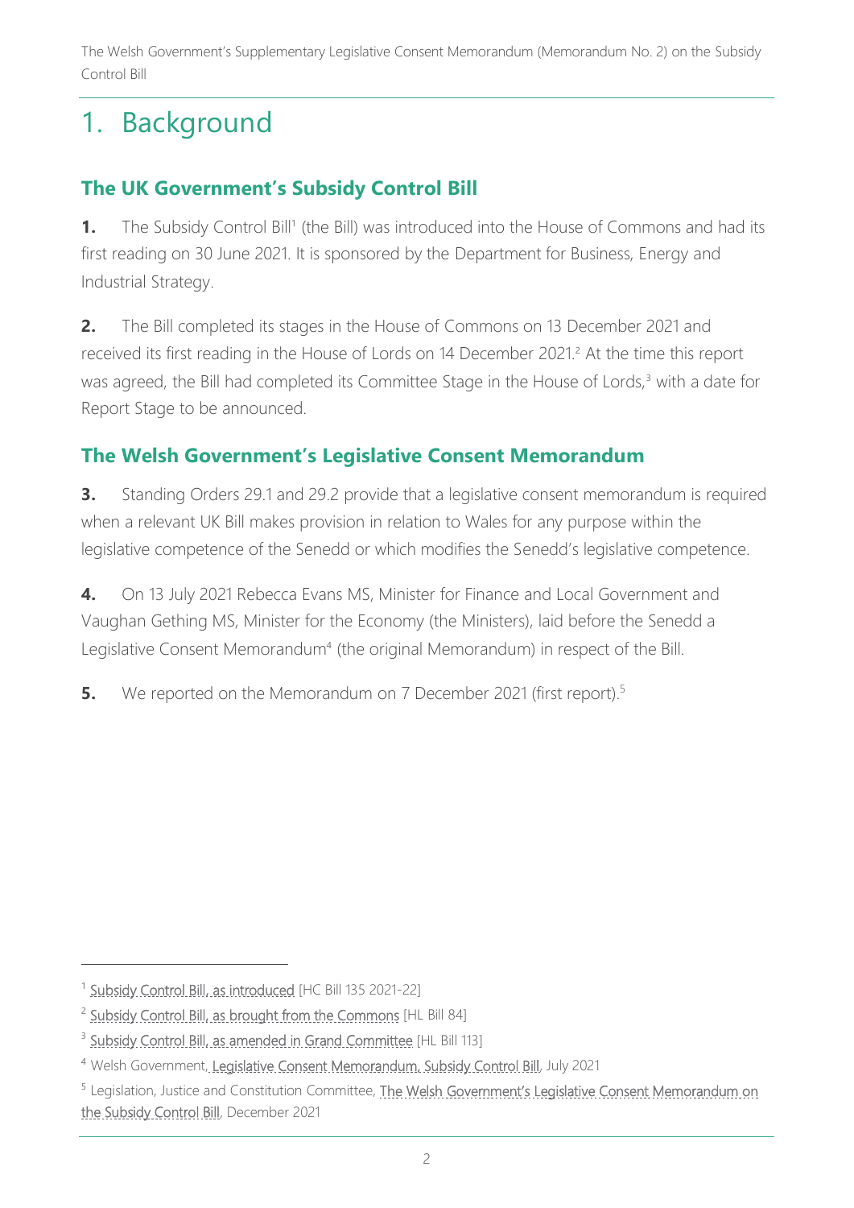# 1. Background

## The UK Government's Subsidy Control Bill

**1.** The Subsidy Control Bill[1] (the Bill) was introduced into the House of Commons and had its first reading on 30 June 2021. It is sponsored by the Department for Business, Energy and Industrial Strategy.

**2.** The Bill completed its stages in the House of Commons on 13 December 2021 and received its first reading in the House of Lords on 14 December 2021.[2] At the time this report was agreed, the Bill had completed its Committee Stage in the House of Lords,[3] with a date for Report Stage to be announced.

## The Welsh Government's Legislative Consent Memorandum

**3.** Standing Orders 29.1 and 29.2 provide that a legislative consent memorandum is required when a relevant UK Bill makes provision in relation to Wales for any purpose within the legislative competence of the Senedd or which modifies the Senedd's legislative competence.

**4.** On 13 July 2021 Rebecca Evans MS, Minister for Finance and Local Government and Vaughan Gething MS, Minister for the Economy (the Ministers), laid before the Senedd a Legislative Consent Memorandum[4] (the original Memorandum) in respect of the Bill.

**5.** We reported on the Memorandum on 7 December 2021 (first report).[5]

---

[1] Subsidy Control Bill, as introduced [HC Bill 135 2021-22]

[2] Subsidy Control Bill, as brought from the Commons [HL Bill 84]

[3] Subsidy Control Bill, as amended in Grand Committee [HL Bill 113]

[4] Welsh Government, Legislative Consent Memorandum, Subsidy Control Bill, July 2021

[5] Legislation, Justice and Constitution Committee, The Welsh Government's Legislative Consent Memorandum on the Subsidy Control Bill, December 2021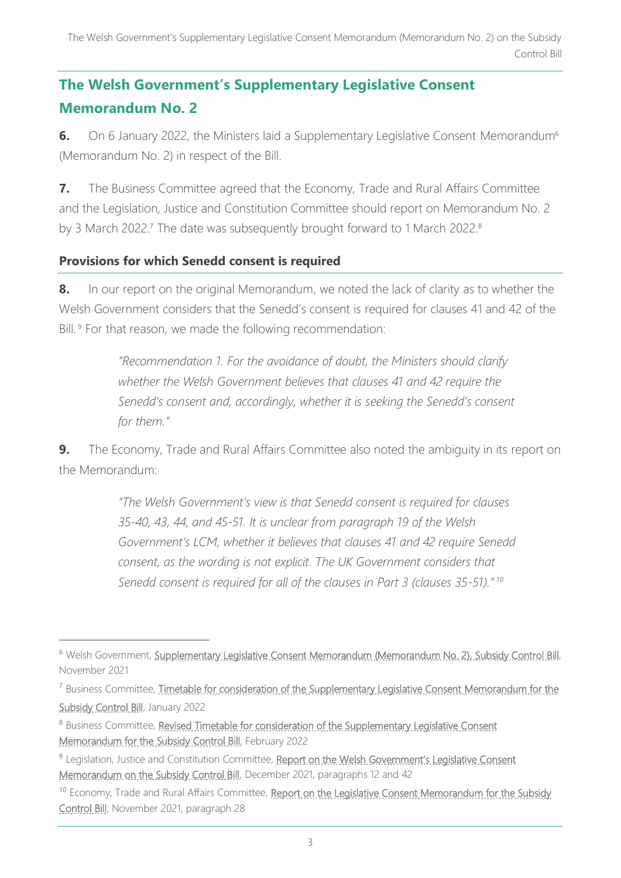## The Welsh Government's Supplementary Legislative Consent Memorandum No. 2

**6.** On 6 January 2022, the Ministers laid a Supplementary Legislative Consent Memorandum[6] (Memorandum No. 2) in respect of the Bill.

**7.** The Business Committee agreed that the Economy, Trade and Rural Affairs Committee and the Legislation, Justice and Constitution Committee should report on Memorandum No. 2 by 3 March 2022.[7] The date was subsequently brought forward to 1 March 2022.[8]

### Provisions for which Senedd consent is required

**8.** In our report on the original Memorandum, we noted the lack of clarity as to whether the Welsh Government considers that the Senedd's consent is required for clauses 41 and 42 of the Bill.[9] For that reason, we made the following recommendation:

> *"Recommendation 1. For the avoidance of doubt, the Ministers should clarify whether the Welsh Government believes that clauses 41 and 42 require the Senedd's consent and, accordingly, whether it is seeking the Senedd's consent for them."*

**9.** The Economy, Trade and Rural Affairs Committee also noted the ambiguity in its report on the Memorandum:

> *"The Welsh Government's view is that Senedd consent is required for clauses 35-40, 43, 44, and 45-51. It is unclear from paragraph 19 of the Welsh Government's LCM, whether it believes that clauses 41 and 42 require Senedd consent, as the wording is not explicit. The UK Government considers that Senedd consent is required for all of the clauses in Part 3 (clauses 35-51)."*[10]

---

[6] Welsh Government, Supplementary Legislative Consent Memorandum (Memorandum No. 2), Subsidy Control Bill, November 2021

[7] Business Committee, Timetable for consideration of the Supplementary Legislative Consent Memorandum for the Subsidy Control Bill, January 2022

[8] Business Committee, Revised Timetable for consideration of the Supplementary Legislative Consent Memorandum for the Subsidy Control Bill, February 2022

[9] Legislation, Justice and Constitution Committee, Report on the Welsh Government's Legislative Consent Memorandum on the Subsidy Control Bill, December 2021, paragraphs 12 and 42

[10] Economy, Trade and Rural Affairs Committee, Report on the Legislative Consent Memorandum for the Subsidy Control Bill, November 2021, paragraph 28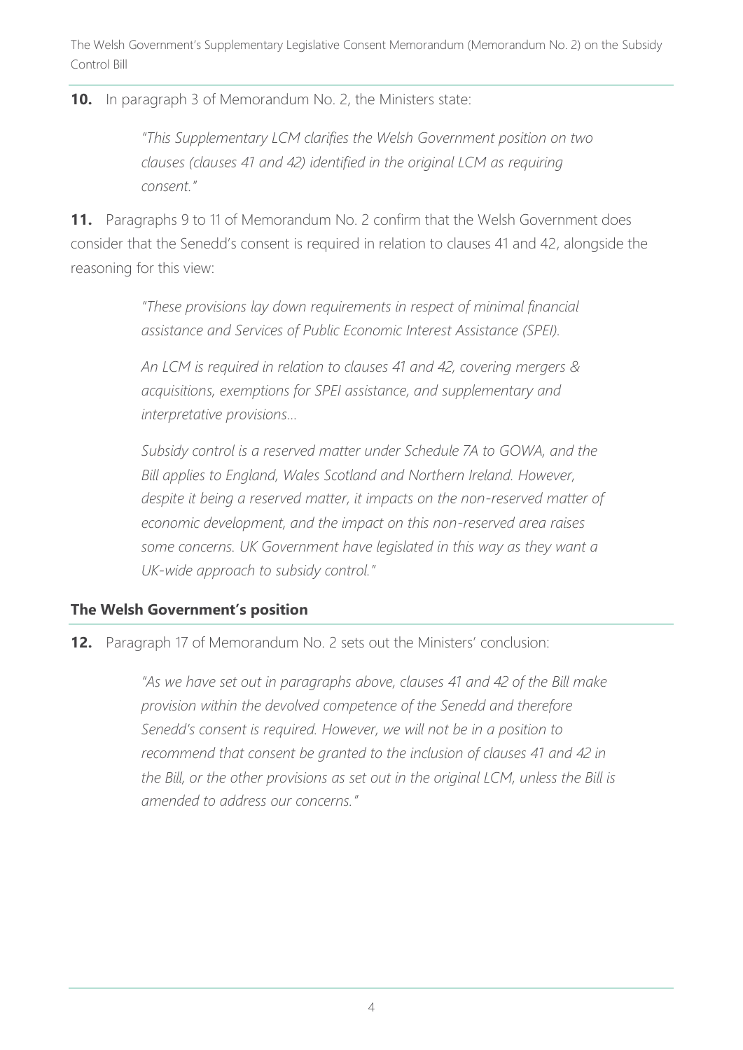**10.** In paragraph 3 of Memorandum No. 2, the Ministers state:

> *"This Supplementary LCM clarifies the Welsh Government position on two clauses (clauses 41 and 42) identified in the original LCM as requiring consent."*

**11.** Paragraphs 9 to 11 of Memorandum No. 2 confirm that the Welsh Government does consider that the Senedd's consent is required in relation to clauses 41 and 42, alongside the reasoning for this view:

> *"These provisions lay down requirements in respect of minimal financial assistance and Services of Public Economic Interest Assistance (SPEI).*
>
> *An LCM is required in relation to clauses 41 and 42, covering mergers & acquisitions, exemptions for SPEI assistance, and supplementary and interpretative provisions…*
>
> *Subsidy control is a reserved matter under Schedule 7A to GOWA, and the Bill applies to England, Wales Scotland and Northern Ireland. However, despite it being a reserved matter, it impacts on the non-reserved matter of economic development, and the impact on this non-reserved area raises some concerns. UK Government have legislated in this way as they want a UK-wide approach to subsidy control."*

## The Welsh Government's position

**12.** Paragraph 17 of Memorandum No. 2 sets out the Ministers' conclusion:

> *"As we have set out in paragraphs above, clauses 41 and 42 of the Bill make provision within the devolved competence of the Senedd and therefore Senedd's consent is required. However, we will not be in a position to recommend that consent be granted to the inclusion of clauses 41 and 42 in the Bill, or the other provisions as set out in the original LCM, unless the Bill is amended to address our concerns."*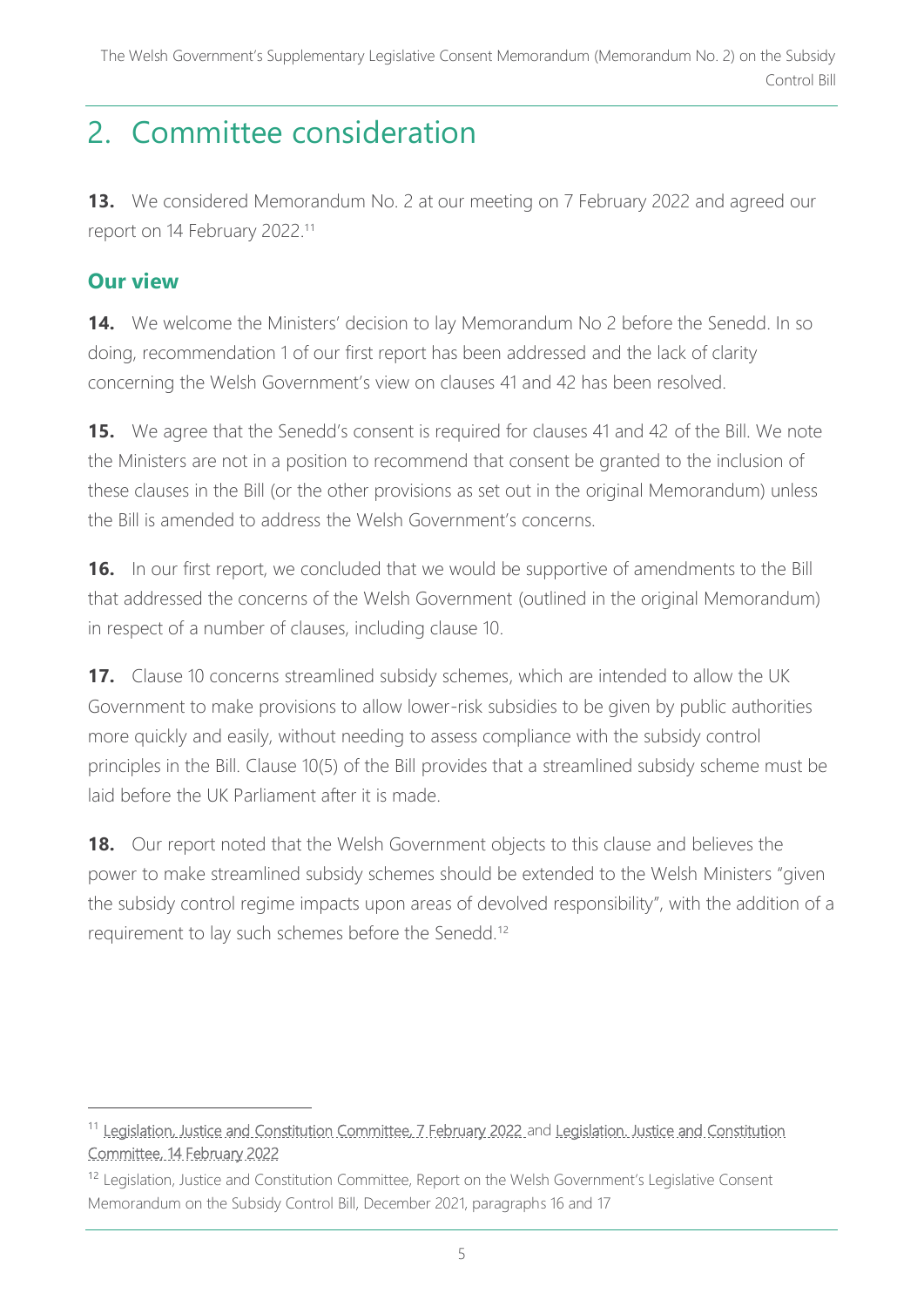# 2. Committee consideration

**13.** We considered Memorandum No. 2 at our meeting on 7 February 2022 and agreed our report on 14 February 2022.[11]

## Our view

**14.** We welcome the Ministers' decision to lay Memorandum No 2 before the Senedd. In so doing, recommendation 1 of our first report has been addressed and the lack of clarity concerning the Welsh Government's view on clauses 41 and 42 has been resolved.

**15.** We agree that the Senedd's consent is required for clauses 41 and 42 of the Bill. We note the Ministers are not in a position to recommend that consent be granted to the inclusion of these clauses in the Bill (or the other provisions as set out in the original Memorandum) unless the Bill is amended to address the Welsh Government's concerns.

**16.** In our first report, we concluded that we would be supportive of amendments to the Bill that addressed the concerns of the Welsh Government (outlined in the original Memorandum) in respect of a number of clauses, including clause 10.

**17.** Clause 10 concerns streamlined subsidy schemes, which are intended to allow the UK Government to make provisions to allow lower-risk subsidies to be given by public authorities more quickly and easily, without needing to assess compliance with the subsidy control principles in the Bill. Clause 10(5) of the Bill provides that a streamlined subsidy scheme must be laid before the UK Parliament after it is made.

**18.** Our report noted that the Welsh Government objects to this clause and believes the power to make streamlined subsidy schemes should be extended to the Welsh Ministers "given the subsidy control regime impacts upon areas of devolved responsibility", with the addition of a requirement to lay such schemes before the Senedd.[12]

---

[11] Legislation, Justice and Constitution Committee, 7 February 2022 and Legislation. Justice and Constitution Committee, 14 February 2022

[12] Legislation, Justice and Constitution Committee, Report on the Welsh Government's Legislative Consent Memorandum on the Subsidy Control Bill, December 2021, paragraphs 16 and 17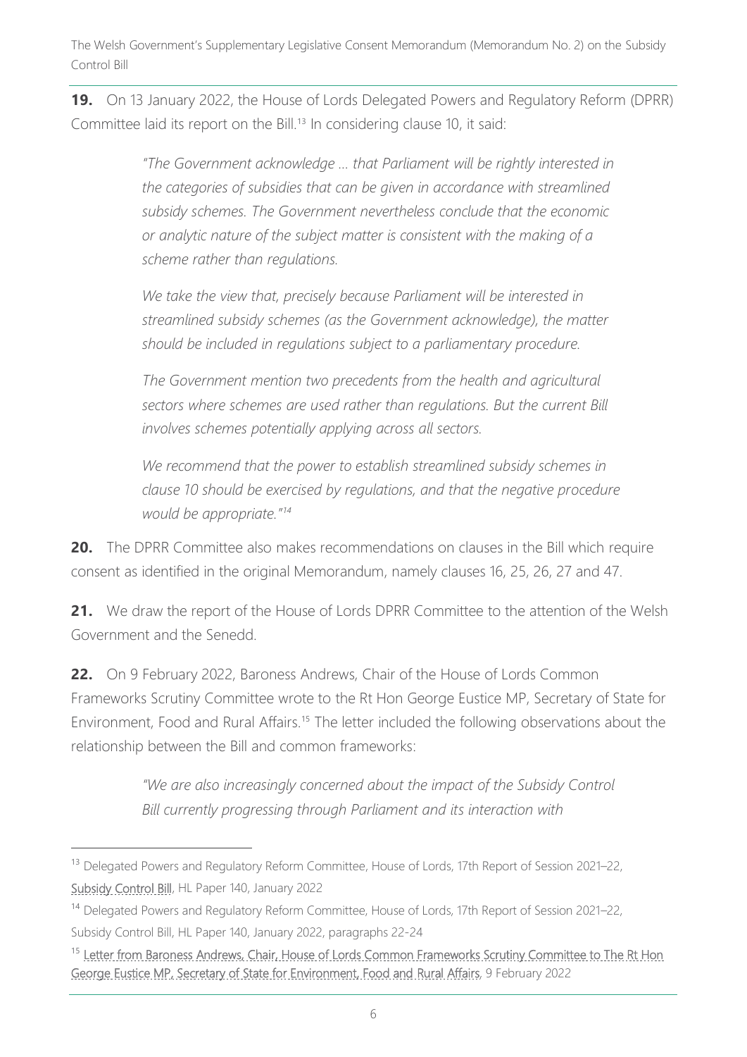**19.** On 13 January 2022, the House of Lords Delegated Powers and Regulatory Reform (DPRR) Committee laid its report on the Bill.[13] In considering clause 10, it said:

> *"The Government acknowledge … that Parliament will be rightly interested in the categories of subsidies that can be given in accordance with streamlined subsidy schemes. The Government nevertheless conclude that the economic or analytic nature of the subject matter is consistent with the making of a scheme rather than regulations.*
>
> *We take the view that, precisely because Parliament will be interested in streamlined subsidy schemes (as the Government acknowledge), the matter should be included in regulations subject to a parliamentary procedure.*
>
> *The Government mention two precedents from the health and agricultural sectors where schemes are used rather than regulations. But the current Bill involves schemes potentially applying across all sectors.*
>
> *We recommend that the power to establish streamlined subsidy schemes in clause 10 should be exercised by regulations, and that the negative procedure would be appropriate."[14]*

**20.** The DPRR Committee also makes recommendations on clauses in the Bill which require consent as identified in the original Memorandum, namely clauses 16, 25, 26, 27 and 47.

**21.** We draw the report of the House of Lords DPRR Committee to the attention of the Welsh Government and the Senedd.

**22.** On 9 February 2022, Baroness Andrews, Chair of the House of Lords Common Frameworks Scrutiny Committee wrote to the Rt Hon George Eustice MP, Secretary of State for Environment, Food and Rural Affairs.[15] The letter included the following observations about the relationship between the Bill and common frameworks:

> *"We are also increasingly concerned about the impact of the Subsidy Control Bill currently progressing through Parliament and its interaction with*

---

[13] Delegated Powers and Regulatory Reform Committee, House of Lords, 17th Report of Session 2021–22, Subsidy Control Bill, HL Paper 140, January 2022

[14] Delegated Powers and Regulatory Reform Committee, House of Lords, 17th Report of Session 2021–22, Subsidy Control Bill, HL Paper 140, January 2022, paragraphs 22-24

[15] Letter from Baroness Andrews, Chair, House of Lords Common Frameworks Scrutiny Committee to The Rt Hon George Eustice MP, Secretary of State for Environment, Food and Rural Affairs, 9 February 2022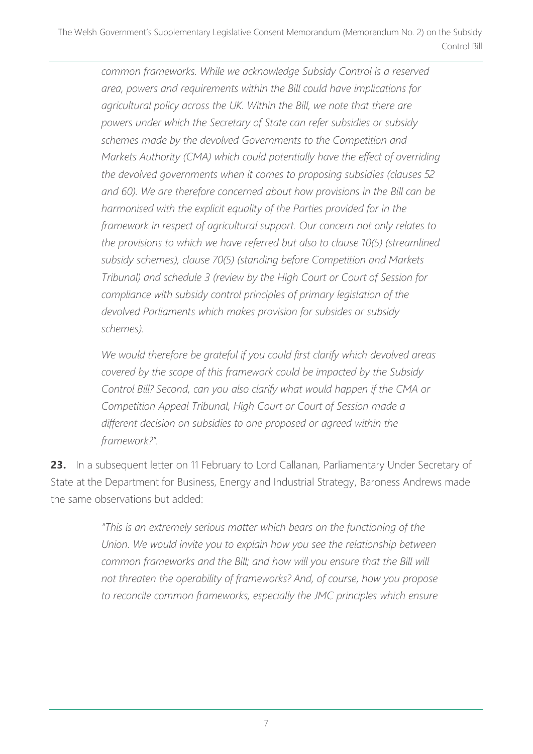> *common frameworks. While we acknowledge Subsidy Control is a reserved area, powers and requirements within the Bill could have implications for agricultural policy across the UK. Within the Bill, we note that there are powers under which the Secretary of State can refer subsidies or subsidy schemes made by the devolved Governments to the Competition and Markets Authority (CMA) which could potentially have the effect of overriding the devolved governments when it comes to proposing subsidies (clauses 52 and 60). We are therefore concerned about how provisions in the Bill can be harmonised with the explicit equality of the Parties provided for in the framework in respect of agricultural support. Our concern not only relates to the provisions to which we have referred but also to clause 10(5) (streamlined subsidy schemes), clause 70(5) (standing before Competition and Markets Tribunal) and schedule 3 (review by the High Court or Court of Session for compliance with subsidy control principles of primary legislation of the devolved Parliaments which makes provision for subsides or subsidy schemes).*
>
> *We would therefore be grateful if you could first clarify which devolved areas covered by the scope of this framework could be impacted by the Subsidy Control Bill? Second, can you also clarify what would happen if the CMA or Competition Appeal Tribunal, High Court or Court of Session made a different decision on subsidies to one proposed or agreed within the framework?".*

**23.** In a subsequent letter on 11 February to Lord Callanan, Parliamentary Under Secretary of State at the Department for Business, Energy and Industrial Strategy, Baroness Andrews made the same observations but added:

> *"This is an extremely serious matter which bears on the functioning of the Union. We would invite you to explain how you see the relationship between common frameworks and the Bill; and how will you ensure that the Bill will not threaten the operability of frameworks? And, of course, how you propose to reconcile common frameworks, especially the JMC principles which ensure*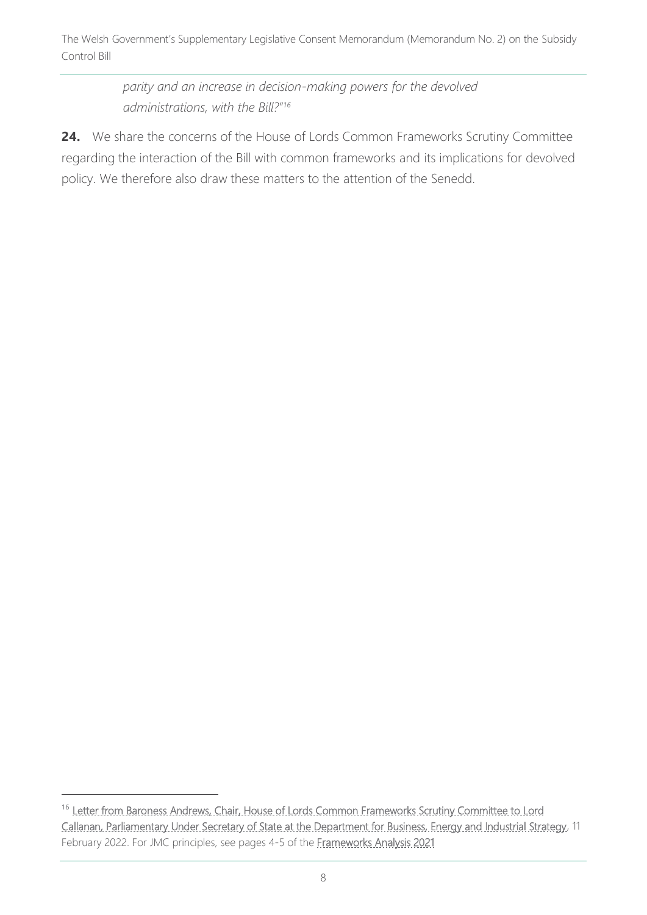> *parity and an increase in decision-making powers for the devolved administrations, with the Bill?"*[16]

**24.** We share the concerns of the House of Lords Common Frameworks Scrutiny Committee regarding the interaction of the Bill with common frameworks and its implications for devolved policy. We therefore also draw these matters to the attention of the Senedd.

---

[16] Letter from Baroness Andrews, Chair, House of Lords Common Frameworks Scrutiny Committee to Lord Callanan, Parliamentary Under Secretary of State at the Department for Business, Energy and Industrial Strategy, 11 February 2022. For JMC principles, see pages 4-5 of the Frameworks Analysis 2021